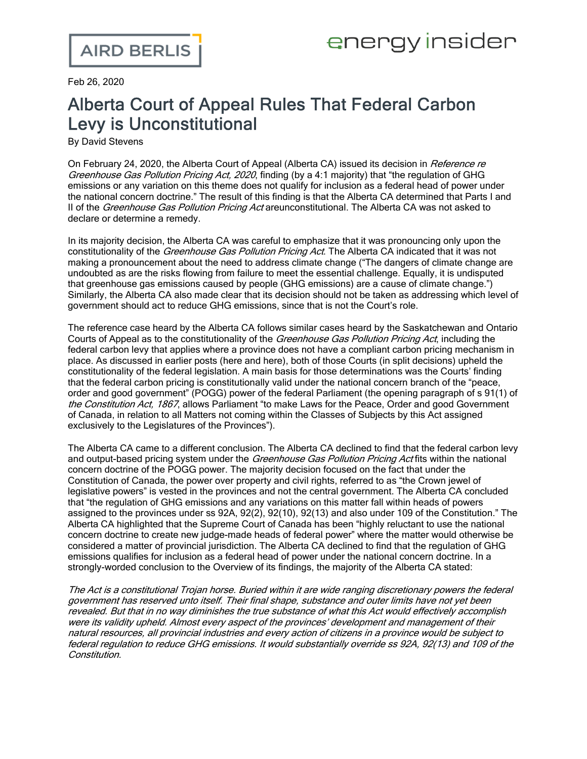AIRD BERLIS

energy insider

Feb 26, 2020

# Alberta Court of Appeal Rules That Federal Carbon Levy is Unconstitutional

By David Stevens

On February 24, 2020, the Alberta Court of Appeal (Alberta CA) issued its decision in *Reference re Greenhouse Gas Pollution Pricing Act, 2020*, finding (by a 4:1 majority) that "the regulation of GHG emissions or any variation on this theme does not qualify for inclusion as a federal head of power under the national concern doctrine." The result of this finding is that the Alberta CA determined that Parts I and II of the *Greenhouse Gas Pollution Pricing Act* areunconstitutional. The Alberta CA was not asked to declare or determine a remedy.

In its majority decision, the Alberta CA was careful to emphasize that it was pronouncing only upon the constitutionality of the *Greenhouse Gas Pollution Pricing Act*. The Alberta CA indicated that it was not making a pronouncement about the need to address climate change ("The dangers of climate change are undoubted as are the risks flowing from failure to meet the essential challenge. Equally, it is undisputed that greenhouse gas emissions caused by people (GHG emissions) are a cause of climate change.") Similarly, the Alberta CA also made clear that its decision should not be taken as addressing which level of government should act to reduce GHG emissions, since that is not the Court's role.

The reference case heard by the Alberta CA follows similar cases heard by the Saskatchewan and Ontario Courts of Appeal as to the constitutionality of the *Greenhouse Gas Pollution Pricing Act*, including the federal carbon levy that applies where a province does not have a compliant carbon pricing mechanism in place. As discussed in earlier posts (here and here), both of those Courts (in split decisions) upheld the constitutionality of the federal legislation. A main basis for those determinations was the Courts' finding that the federal carbon pricing is constitutionally valid under the national concern branch of the "peace, order and good government" (POGG) power of the federal Parliament (the opening paragraph of s 91(1) of *the Constitution Act, 1867*, allows Parliament "to make Laws for the Peace, Order and good Government of Canada, in relation to all Matters not coming within the Classes of Subjects by this Act assigned exclusively to the Legislatures of the Provinces").

The Alberta CA came to a different conclusion. The Alberta CA declined to find that the federal carbon levy and output-based pricing system under the *Greenhouse Gas Pollution Pricing Act* fits within the national concern doctrine of the POGG power. The majority decision focused on the fact that under the Constitution of Canada, the power over property and civil rights, referred to as "the Crown jewel of legislative powers" is vested in the provinces and not the central government. The Alberta CA concluded that "the regulation of GHG emissions and any variations on this matter fall within heads of powers assigned to the provinces under ss 92A, 92(2), 92(10), 92(13) and also under 109 of the Constitution." The Alberta CA highlighted that the Supreme Court of Canada has been "highly reluctant to use the national concern doctrine to create new judge-made heads of federal power" where the matter would otherwise be considered a matter of provincial jurisdiction. The Alberta CA declined to find that the regulation of GHG emissions qualifies for inclusion as a federal head of power under the national concern doctrine. In a strongly-worded conclusion to the Overview of its findings, the majority of the Alberta CA stated:

*The Act is a constitutional Trojan horse. Buried within it are wide ranging discretionary powers the federal government has reserved unto itself. Their final shape, substance and outer limits have not yet been revealed. But that in no way diminishes the true substance of what this Act would effectively accomplish were its validity upheld. Almost every aspect of the provinces' development and management of their natural resources, all provincial industries and every action of citizens in a province would be subject to federal regulation to reduce GHG emissions. It would substantially override ss 92A, 92(13) and 109 of the Constitution.*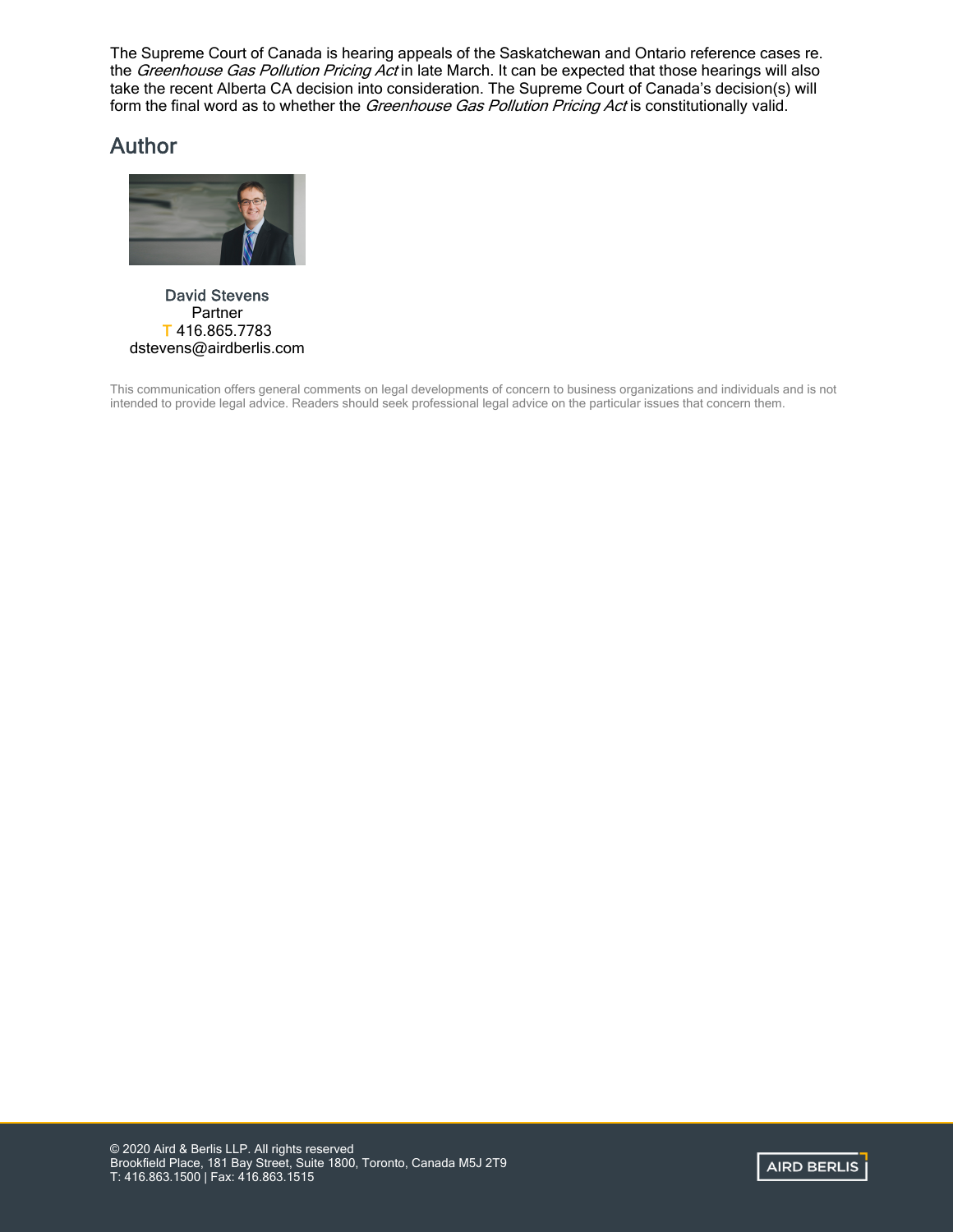The Supreme Court of Canada is hearing appeals of the Saskatchewan and Ontario reference cases re. the *Greenhouse Gas Pollution Pricing Act* in late March. It can be expected that those hearings will also take the recent Alberta CA decision into consideration. The Supreme Court of Canada's decision(s) will form the final word as to whether the *Greenhouse Gas Pollution Pricing Act* is constitutionally valid.

## Author

David Stevens
Partner
T 416.865.7783
dstevens@airdberlis.com

This communication offers general comments on legal developments of concern to business organizations and individuals and is not intended to provide legal advice. Readers should seek professional legal advice on the particular issues that concern them.

© 2020 Aird & Berlis LLP. All rights reserved
Brookfield Place, 181 Bay Street, Suite 1800, Toronto, Canada M5J 2T9
T: 416.863.1500 | Fax: 416.863.1515

AIRD BERLIS